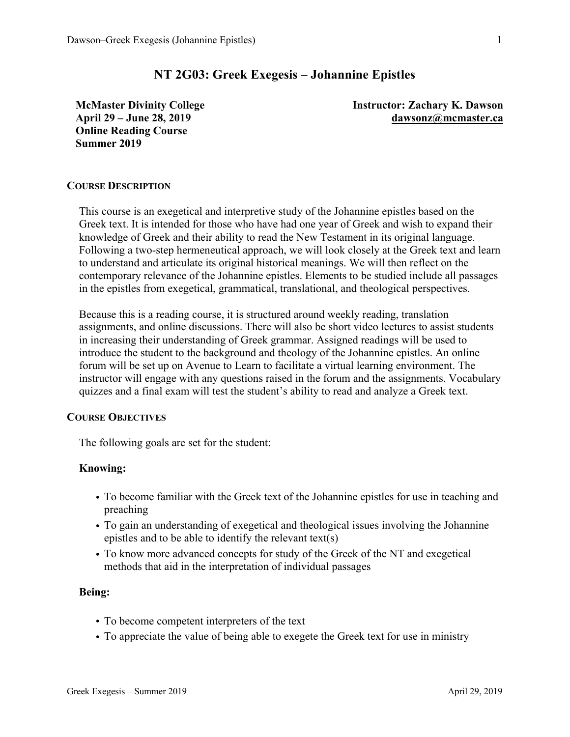# NT 2G03: Greek Exegesis – Johannine Epistles

**McMaster Divinity College**
**April 29 – June 28, 2019**
**Online Reading Course**
**Summer 2019**

**Instructor: Zachary K. Dawson**
**dawsonz@mcmaster.ca**

## COURSE DESCRIPTION

This course is an exegetical and interpretive study of the Johannine epistles based on the Greek text. It is intended for those who have had one year of Greek and wish to expand their knowledge of Greek and their ability to read the New Testament in its original language. Following a two-step hermeneutical approach, we will look closely at the Greek text and learn to understand and articulate its original historical meanings. We will then reflect on the contemporary relevance of the Johannine epistles. Elements to be studied include all passages in the epistles from exegetical, grammatical, translational, and theological perspectives.

Because this is a reading course, it is structured around weekly reading, translation assignments, and online discussions. There will also be short video lectures to assist students in increasing their understanding of Greek grammar. Assigned readings will be used to introduce the student to the background and theology of the Johannine epistles. An online forum will be set up on Avenue to Learn to facilitate a virtual learning environment. The instructor will engage with any questions raised in the forum and the assignments. Vocabulary quizzes and a final exam will test the student's ability to read and analyze a Greek text.

## COURSE OBJECTIVES

The following goals are set for the student:

### Knowing:

- To become familiar with the Greek text of the Johannine epistles for use in teaching and preaching
- To gain an understanding of exegetical and theological issues involving the Johannine epistles and to be able to identify the relevant text(s)
- To know more advanced concepts for study of the Greek of the NT and exegetical methods that aid in the interpretation of individual passages

### Being:

- To become competent interpreters of the text
- To appreciate the value of being able to exegete the Greek text for use in ministry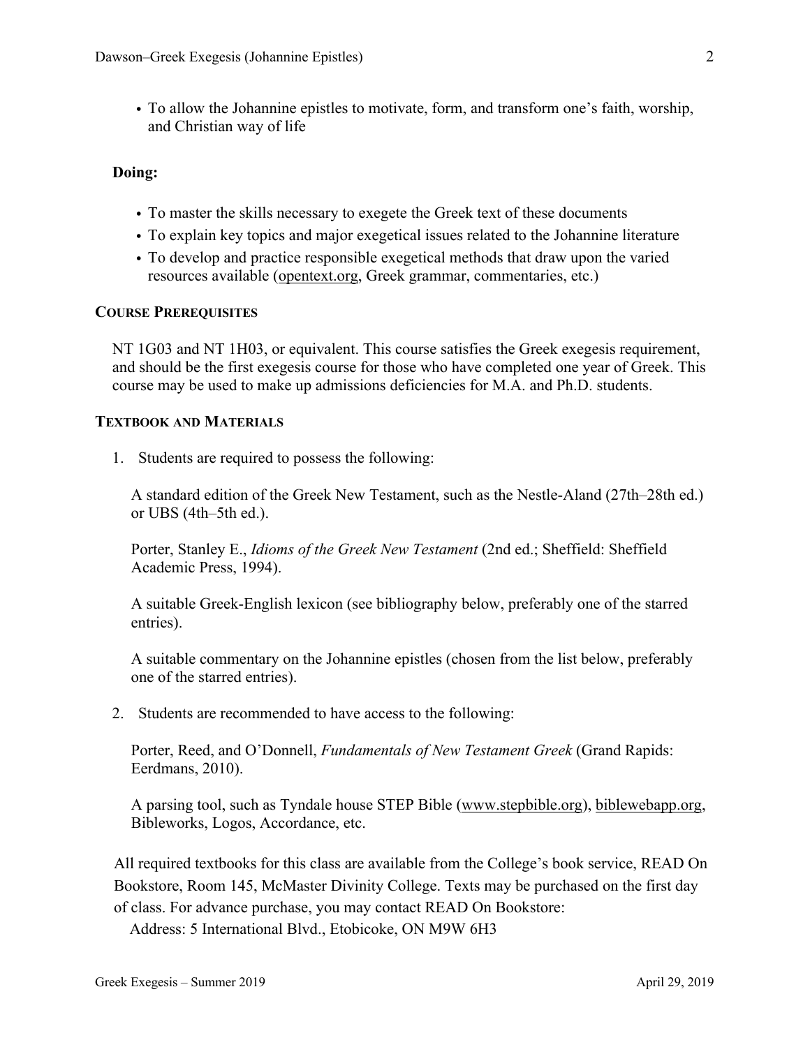- To allow the Johannine epistles to motivate, form, and transform one's faith, worship, and Christian way of life

**Doing:**

- To master the skills necessary to exegete the Greek text of these documents
- To explain key topics and major exegetical issues related to the Johannine literature
- To develop and practice responsible exegetical methods that draw upon the varied resources available (opentext.org, Greek grammar, commentaries, etc.)

## COURSE PREREQUISITES

NT 1G03 and NT 1H03, or equivalent. This course satisfies the Greek exegesis requirement, and should be the first exegesis course for those who have completed one year of Greek. This course may be used to make up admissions deficiencies for M.A. and Ph.D. students.

## TEXTBOOK AND MATERIALS

1. Students are required to possess the following:

   A standard edition of the Greek New Testament, such as the Nestle-Aland (27th–28th ed.) or UBS (4th–5th ed.).

   Porter, Stanley E., *Idioms of the Greek New Testament* (2nd ed.; Sheffield: Sheffield Academic Press, 1994).

   A suitable Greek-English lexicon (see bibliography below, preferably one of the starred entries).

   A suitable commentary on the Johannine epistles (chosen from the list below, preferably one of the starred entries).

2. Students are recommended to have access to the following:

   Porter, Reed, and O'Donnell, *Fundamentals of New Testament Greek* (Grand Rapids: Eerdmans, 2010).

   A parsing tool, such as Tyndale house STEP Bible (www.stepbible.org), biblewebapp.org, Bibleworks, Logos, Accordance, etc.

All required textbooks for this class are available from the College's book service, READ On Bookstore, Room 145, McMaster Divinity College. Texts may be purchased on the first day of class. For advance purchase, you may contact READ On Bookstore:
Address: 5 International Blvd., Etobicoke, ON M9W 6H3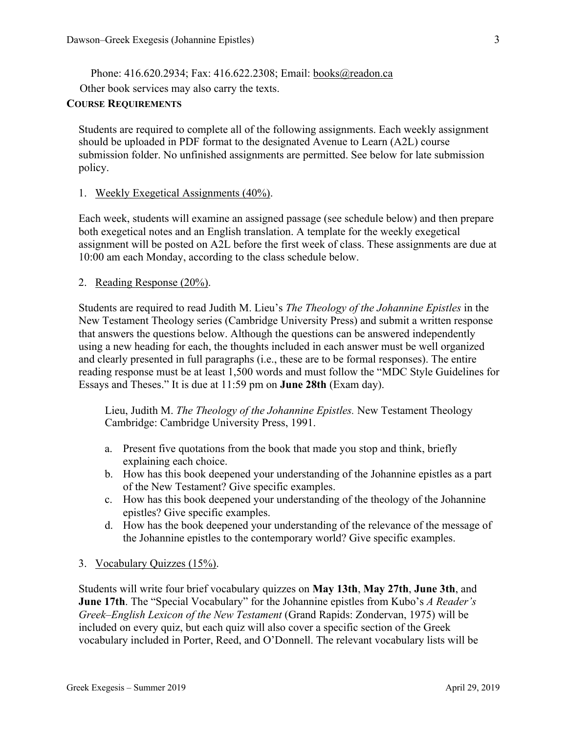Phone: 416.620.2934; Fax: 416.622.2308; Email: books@readon.ca

Other book services may also carry the texts.

## COURSE REQUIREMENTS

Students are required to complete all of the following assignments. Each weekly assignment should be uploaded in PDF format to the designated Avenue to Learn (A2L) course submission folder. No unfinished assignments are permitted. See below for late submission policy.

1. Weekly Exegetical Assignments (40%).

Each week, students will examine an assigned passage (see schedule below) and then prepare both exegetical notes and an English translation. A template for the weekly exegetical assignment will be posted on A2L before the first week of class. These assignments are due at 10:00 am each Monday, according to the class schedule below.

2. Reading Response (20%).

Students are required to read Judith M. Lieu's *The Theology of the Johannine Epistles* in the New Testament Theology series (Cambridge University Press) and submit a written response that answers the questions below. Although the questions can be answered independently using a new heading for each, the thoughts included in each answer must be well organized and clearly presented in full paragraphs (i.e., these are to be formal responses). The entire reading response must be at least 1,500 words and must follow the "MDC Style Guidelines for Essays and Theses." It is due at 11:59 pm on **June 28th** (Exam day).

> Lieu, Judith M. *The Theology of the Johannine Epistles.* New Testament Theology Cambridge: Cambridge University Press, 1991.

a. Present five quotations from the book that made you stop and think, briefly explaining each choice.
b. How has this book deepened your understanding of the Johannine epistles as a part of the New Testament? Give specific examples.
c. How has this book deepened your understanding of the theology of the Johannine epistles? Give specific examples.
d. How has the book deepened your understanding of the relevance of the message of the Johannine epistles to the contemporary world? Give specific examples.

3. Vocabulary Quizzes (15%).

Students will write four brief vocabulary quizzes on **May 13th**, **May 27th**, **June 3th**, and **June 17th**. The "Special Vocabulary" for the Johannine epistles from Kubo's *A Reader's Greek–English Lexicon of the New Testament* (Grand Rapids: Zondervan, 1975) will be included on every quiz, but each quiz will also cover a specific section of the Greek vocabulary included in Porter, Reed, and O'Donnell. The relevant vocabulary lists will be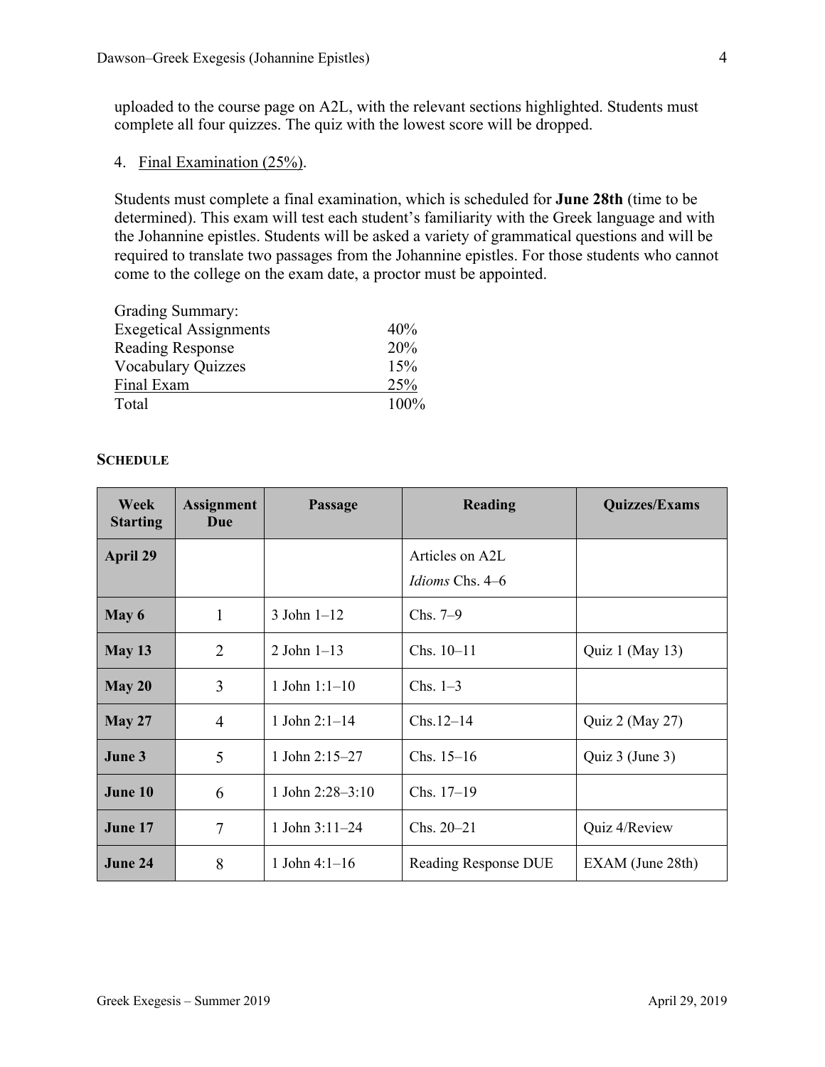uploaded to the course page on A2L, with the relevant sections highlighted. Students must complete all four quizzes. The quiz with the lowest score will be dropped.

4. Final Examination (25%).

Students must complete a final examination, which is scheduled for **June 28th** (time to be determined). This exam will test each student's familiarity with the Greek language and with the Johannine epistles. Students will be asked a variety of grammatical questions and will be required to translate two passages from the Johannine epistles. For those students who cannot come to the college on the exam date, a proctor must be appointed.

Grading Summary:

| | |
|---|---|
| Exegetical Assignments | 40% |
| Reading Response | 20% |
| Vocabulary Quizzes | 15% |
| Final Exam | 25% |
| Total | 100% |

### Schedule

| Week Starting | Assignment Due | Passage | Reading | Quizzes/Exams |
|---|---|---|---|---|
| **April 29** | | | Articles on A2L<br>*Idioms* Chs. 4–6 | |
| **May 6** | 1 | 3 John 1–12 | Chs. 7–9 | |
| **May 13** | 2 | 2 John 1–13 | Chs. 10–11 | Quiz 1 (May 13) |
| **May 20** | 3 | 1 John 1:1–10 | Chs. 1–3 | |
| **May 27** | 4 | 1 John 2:1–14 | Chs.12–14 | Quiz 2 (May 27) |
| **June 3** | 5 | 1 John 2:15–27 | Chs. 15–16 | Quiz 3 (June 3) |
| **June 10** | 6 | 1 John 2:28–3:10 | Chs. 17–19 | |
| **June 17** | 7 | 1 John 3:11–24 | Chs. 20–21 | Quiz 4/Review |
| **June 24** | 8 | 1 John 4:1–16 | Reading Response DUE | EXAM (June 28th) |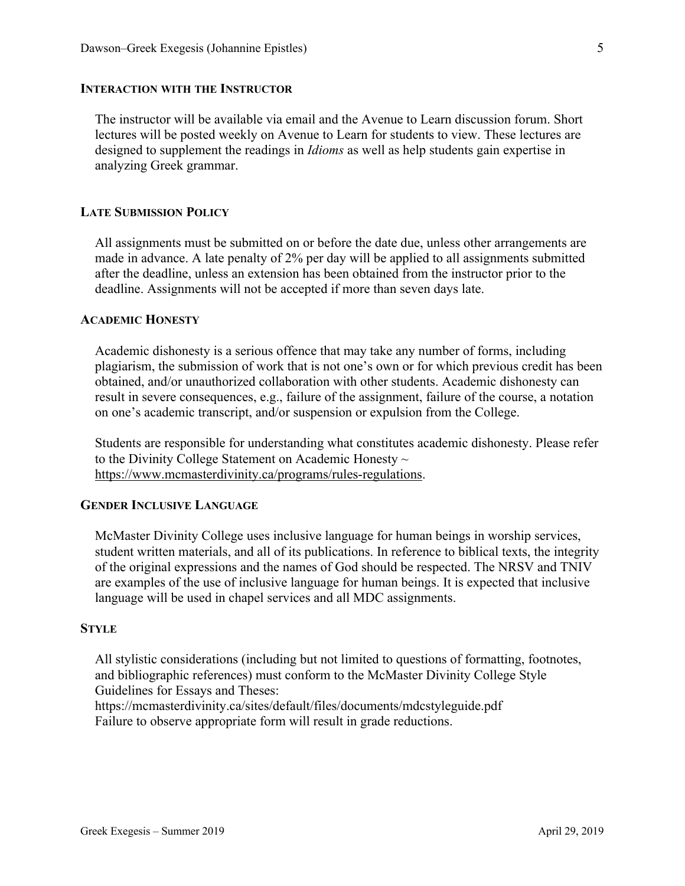### Interaction with the Instructor

The instructor will be available via email and the Avenue to Learn discussion forum. Short lectures will be posted weekly on Avenue to Learn for students to view. These lectures are designed to supplement the readings in *Idioms* as well as help students gain expertise in analyzing Greek grammar.

### Late Submission Policy

All assignments must be submitted on or before the date due, unless other arrangements are made in advance. A late penalty of 2% per day will be applied to all assignments submitted after the deadline, unless an extension has been obtained from the instructor prior to the deadline. Assignments will not be accepted if more than seven days late.

### Academic Honesty

Academic dishonesty is a serious offence that may take any number of forms, including plagiarism, the submission of work that is not one's own or for which previous credit has been obtained, and/or unauthorized collaboration with other students. Academic dishonesty can result in severe consequences, e.g., failure of the assignment, failure of the course, a notation on one's academic transcript, and/or suspension or expulsion from the College.

Students are responsible for understanding what constitutes academic dishonesty. Please refer to the Divinity College Statement on Academic Honesty ~ https://www.mcmasterdivinity.ca/programs/rules-regulations.

### Gender Inclusive Language

McMaster Divinity College uses inclusive language for human beings in worship services, student written materials, and all of its publications. In reference to biblical texts, the integrity of the original expressions and the names of God should be respected. The NRSV and TNIV are examples of the use of inclusive language for human beings. It is expected that inclusive language will be used in chapel services and all MDC assignments.

### Style

All stylistic considerations (including but not limited to questions of formatting, footnotes, and bibliographic references) must conform to the McMaster Divinity College Style Guidelines for Essays and Theses:
https://mcmasterdivinity.ca/sites/default/files/documents/mdcstyleguide.pdf
Failure to observe appropriate form will result in grade reductions.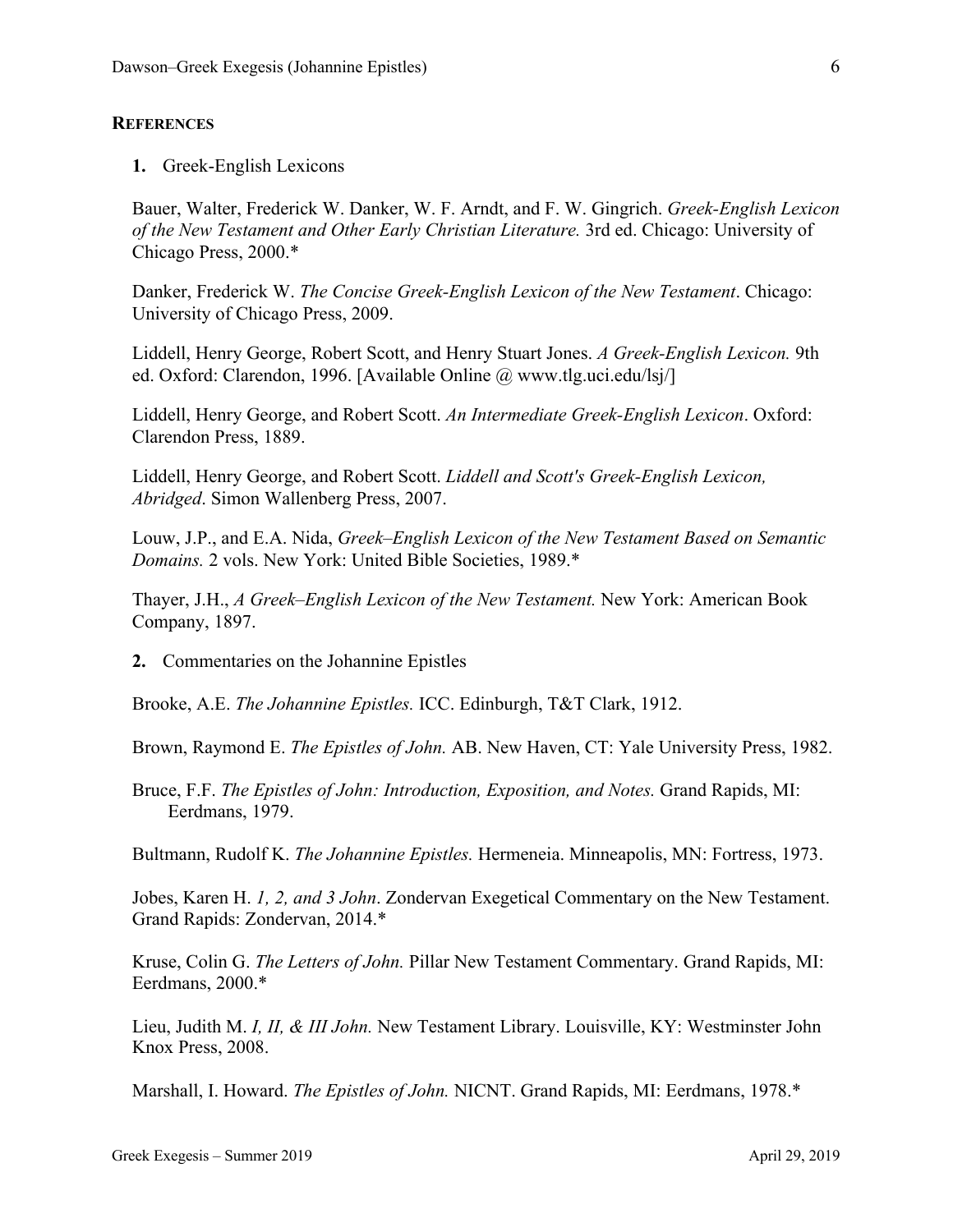## **REFERENCES**

**1.** Greek-English Lexicons

Bauer, Walter, Frederick W. Danker, W. F. Arndt, and F. W. Gingrich. *Greek-English Lexicon of the New Testament and Other Early Christian Literature.* 3rd ed. Chicago: University of Chicago Press, 2000.*

Danker, Frederick W. *The Concise Greek-English Lexicon of the New Testament*. Chicago: University of Chicago Press, 2009.

Liddell, Henry George, Robert Scott, and Henry Stuart Jones. *A Greek-English Lexicon.* 9th ed. Oxford: Clarendon, 1996. [Available Online @ www.tlg.uci.edu/lsj/]

Liddell, Henry George, and Robert Scott. *An Intermediate Greek-English Lexicon*. Oxford: Clarendon Press, 1889.

Liddell, Henry George, and Robert Scott. *Liddell and Scott's Greek-English Lexicon, Abridged*. Simon Wallenberg Press, 2007.

Louw, J.P., and E.A. Nida, *Greek–English Lexicon of the New Testament Based on Semantic Domains.* 2 vols. New York: United Bible Societies, 1989.*

Thayer, J.H., *A Greek–English Lexicon of the New Testament.* New York: American Book Company, 1897.

**2.** Commentaries on the Johannine Epistles

Brooke, A.E. *The Johannine Epistles.* ICC. Edinburgh, T&T Clark, 1912.

Brown, Raymond E. *The Epistles of John.* AB. New Haven, CT: Yale University Press, 1982.

Bruce, F.F. *The Epistles of John: Introduction, Exposition, and Notes.* Grand Rapids, MI: Eerdmans, 1979.

Bultmann, Rudolf K. *The Johannine Epistles.* Hermeneia. Minneapolis, MN: Fortress, 1973.

Jobes, Karen H. *1, 2, and 3 John*. Zondervan Exegetical Commentary on the New Testament. Grand Rapids: Zondervan, 2014.*

Kruse, Colin G. *The Letters of John.* Pillar New Testament Commentary. Grand Rapids, MI: Eerdmans, 2000.*

Lieu, Judith M. *I, II, & III John.* New Testament Library. Louisville, KY: Westminster John Knox Press, 2008.

Marshall, I. Howard. *The Epistles of John.* NICNT. Grand Rapids, MI: Eerdmans, 1978.*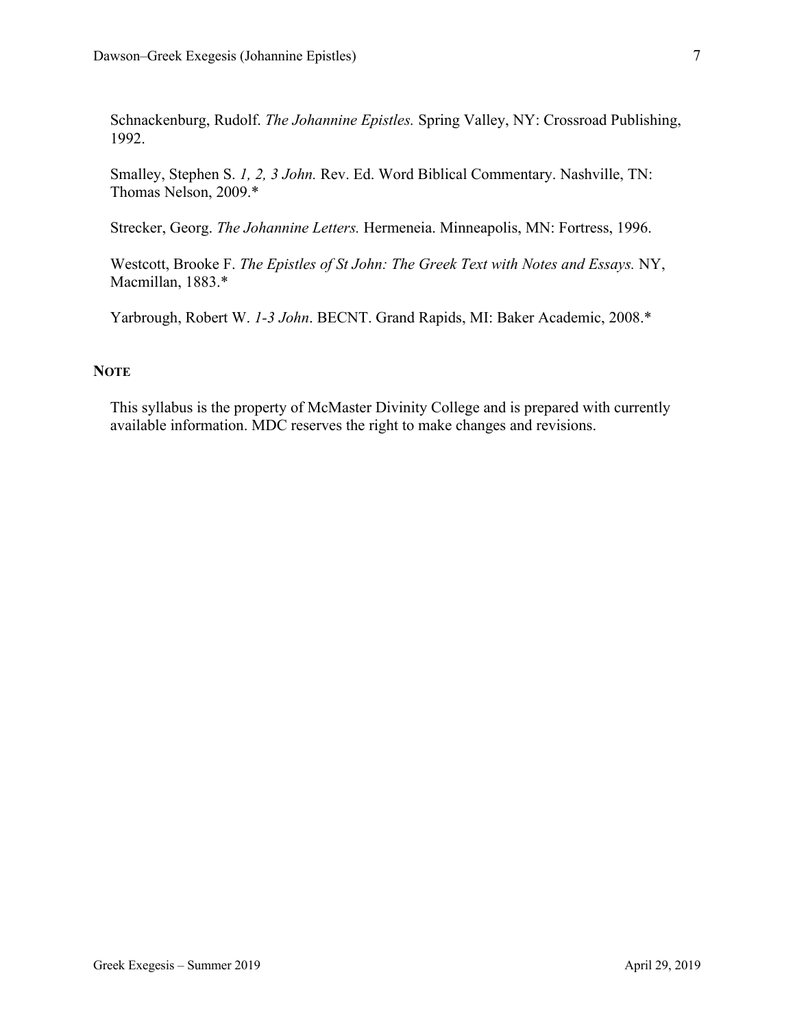Schnackenburg, Rudolf. *The Johannine Epistles.* Spring Valley, NY: Crossroad Publishing, 1992.

Smalley, Stephen S. *1, 2, 3 John.* Rev. Ed. Word Biblical Commentary. Nashville, TN: Thomas Nelson, 2009.*

Strecker, Georg. *The Johannine Letters.* Hermeneia. Minneapolis, MN: Fortress, 1996.

Westcott, Brooke F. *The Epistles of St John: The Greek Text with Notes and Essays.* NY, Macmillan, 1883.*

Yarbrough, Robert W. *1-3 John*. BECNT. Grand Rapids, MI: Baker Academic, 2008.*

## NOTE

This syllabus is the property of McMaster Divinity College and is prepared with currently available information. MDC reserves the right to make changes and revisions.